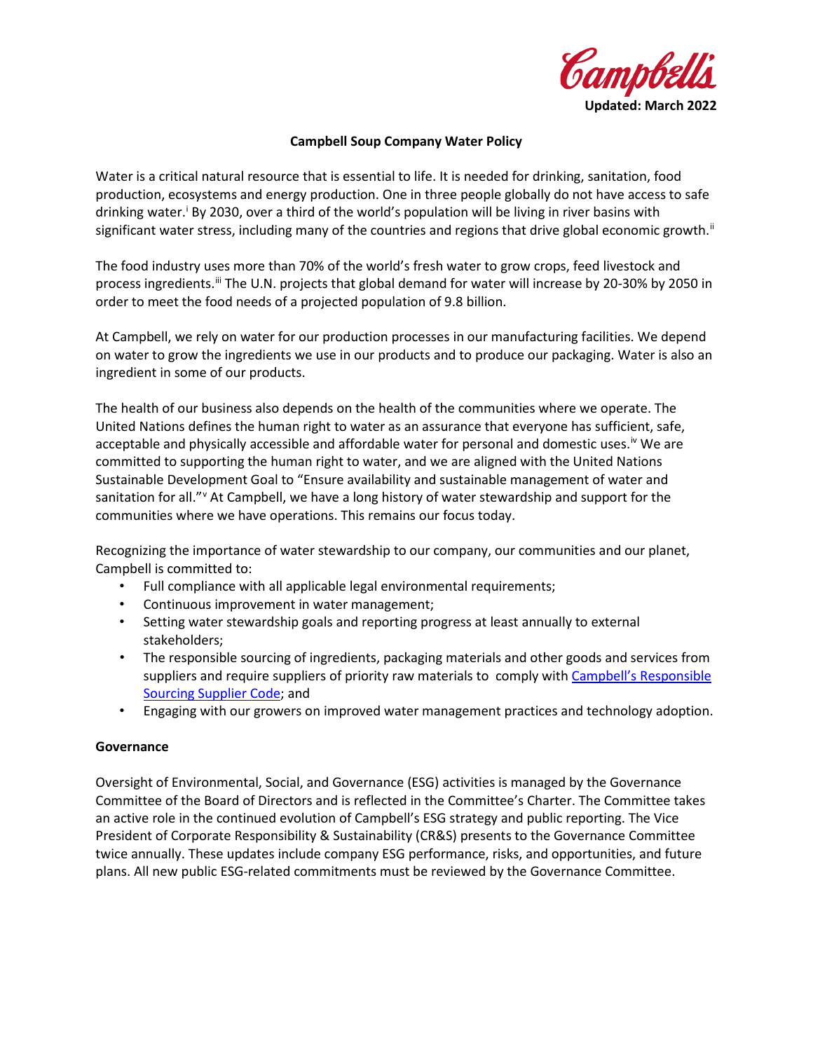Campbell's
**Updated: March 2022**

# Campbell Soup Company Water Policy

Water is a critical natural resource that is essential to life. It is needed for drinking, sanitation, food production, ecosystems and energy production. One in three people globally do not have access to safe drinking water.[i] By 2030, over a third of the world's population will be living in river basins with significant water stress, including many of the countries and regions that drive global economic growth.[ii]

The food industry uses more than 70% of the world's fresh water to grow crops, feed livestock and process ingredients.[iii] The U.N. projects that global demand for water will increase by 20-30% by 2050 in order to meet the food needs of a projected population of 9.8 billion.

At Campbell, we rely on water for our production processes in our manufacturing facilities. We depend on water to grow the ingredients we use in our products and to produce our packaging. Water is also an ingredient in some of our products.

The health of our business also depends on the health of the communities where we operate. The United Nations defines the human right to water as an assurance that everyone has sufficient, safe, acceptable and physically accessible and affordable water for personal and domestic uses.[iv] We are committed to supporting the human right to water, and we are aligned with the United Nations Sustainable Development Goal to "Ensure availability and sustainable management of water and sanitation for all."[v] At Campbell, we have a long history of water stewardship and support for the communities where we have operations. This remains our focus today.

Recognizing the importance of water stewardship to our company, our communities and our planet, Campbell is committed to:

- Full compliance with all applicable legal environmental requirements;
- Continuous improvement in water management;
- Setting water stewardship goals and reporting progress at least annually to external stakeholders;
- The responsible sourcing of ingredients, packaging materials and other goods and services from suppliers and require suppliers of priority raw materials to comply with Campbell's Responsible Sourcing Supplier Code; and
- Engaging with our growers on improved water management practices and technology adoption.

## Governance

Oversight of Environmental, Social, and Governance (ESG) activities is managed by the Governance Committee of the Board of Directors and is reflected in the Committee's Charter. The Committee takes an active role in the continued evolution of Campbell's ESG strategy and public reporting. The Vice President of Corporate Responsibility & Sustainability (CR&S) presents to the Governance Committee twice annually. These updates include company ESG performance, risks, and opportunities, and future plans. All new public ESG-related commitments must be reviewed by the Governance Committee.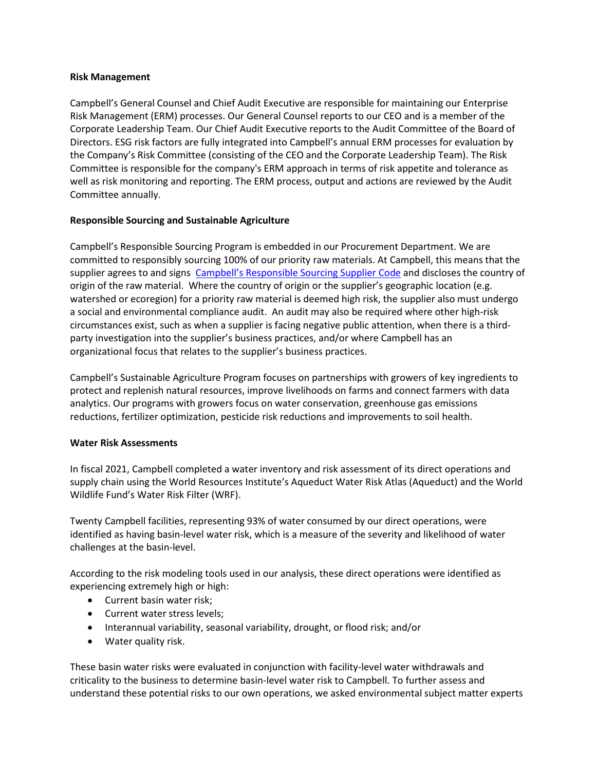**Risk Management**

Campbell's General Counsel and Chief Audit Executive are responsible for maintaining our Enterprise Risk Management (ERM) processes. Our General Counsel reports to our CEO and is a member of the Corporate Leadership Team. Our Chief Audit Executive reports to the Audit Committee of the Board of Directors. ESG risk factors are fully integrated into Campbell's annual ERM processes for evaluation by the Company's Risk Committee (consisting of the CEO and the Corporate Leadership Team). The Risk Committee is responsible for the company's ERM approach in terms of risk appetite and tolerance as well as risk monitoring and reporting. The ERM process, output and actions are reviewed by the Audit Committee annually.

**Responsible Sourcing and Sustainable Agriculture**

Campbell's Responsible Sourcing Program is embedded in our Procurement Department. We are committed to responsibly sourcing 100% of our priority raw materials. At Campbell, this means that the supplier agrees to and signs Campbell's Responsible Sourcing Supplier Code and discloses the country of origin of the raw material. Where the country of origin or the supplier's geographic location (e.g. watershed or ecoregion) for a priority raw material is deemed high risk, the supplier also must undergo a social and environmental compliance audit. An audit may also be required where other high-risk circumstances exist, such as when a supplier is facing negative public attention, when there is a third-party investigation into the supplier's business practices, and/or where Campbell has an organizational focus that relates to the supplier's business practices.

Campbell's Sustainable Agriculture Program focuses on partnerships with growers of key ingredients to protect and replenish natural resources, improve livelihoods on farms and connect farmers with data analytics. Our programs with growers focus on water conservation, greenhouse gas emissions reductions, fertilizer optimization, pesticide risk reductions and improvements to soil health.

**Water Risk Assessments**

In fiscal 2021, Campbell completed a water inventory and risk assessment of its direct operations and supply chain using the World Resources Institute's Aqueduct Water Risk Atlas (Aqueduct) and the World Wildlife Fund's Water Risk Filter (WRF).

Twenty Campbell facilities, representing 93% of water consumed by our direct operations, were identified as having basin-level water risk, which is a measure of the severity and likelihood of water challenges at the basin-level.

According to the risk modeling tools used in our analysis, these direct operations were identified as experiencing extremely high or high:

- Current basin water risk;
- Current water stress levels;
- Interannual variability, seasonal variability, drought, or flood risk; and/or
- Water quality risk.

These basin water risks were evaluated in conjunction with facility-level water withdrawals and criticality to the business to determine basin-level water risk to Campbell. To further assess and understand these potential risks to our own operations, we asked environmental subject matter experts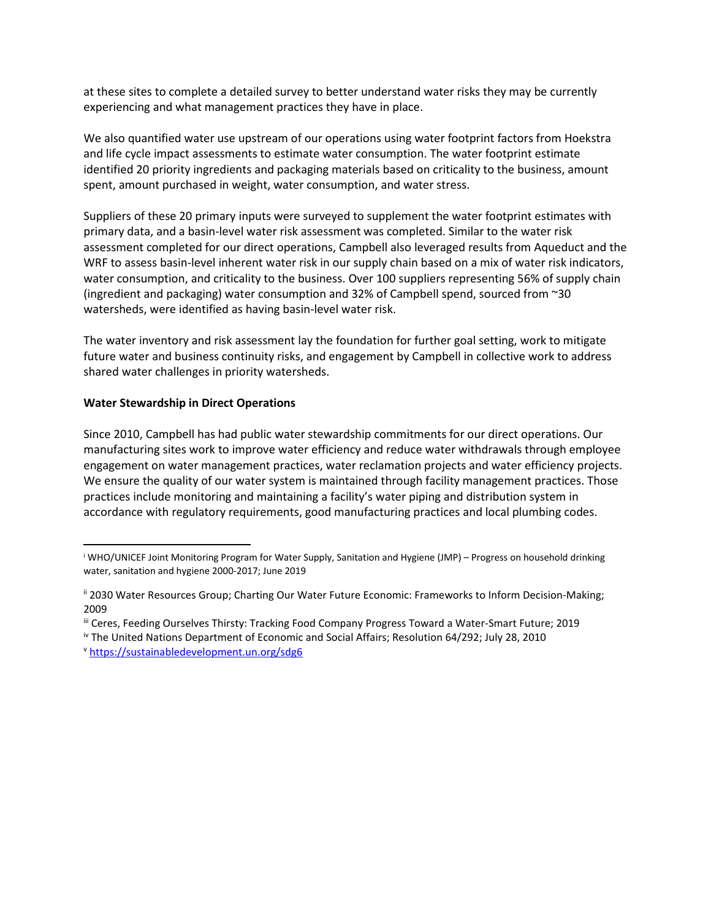at these sites to complete a detailed survey to better understand water risks they may be currently experiencing and what management practices they have in place.

We also quantified water use upstream of our operations using water footprint factors from Hoekstra and life cycle impact assessments to estimate water consumption. The water footprint estimate identified 20 priority ingredients and packaging materials based on criticality to the business, amount spent, amount purchased in weight, water consumption, and water stress.

Suppliers of these 20 primary inputs were surveyed to supplement the water footprint estimates with primary data, and a basin-level water risk assessment was completed. Similar to the water risk assessment completed for our direct operations, Campbell also leveraged results from Aqueduct and the WRF to assess basin-level inherent water risk in our supply chain based on a mix of water risk indicators, water consumption, and criticality to the business. Over 100 suppliers representing 56% of supply chain (ingredient and packaging) water consumption and 32% of Campbell spend, sourced from ~30 watersheds, were identified as having basin-level water risk.

The water inventory and risk assessment lay the foundation for further goal setting, work to mitigate future water and business continuity risks, and engagement by Campbell in collective work to address shared water challenges in priority watersheds.

**Water Stewardship in Direct Operations**

Since 2010, Campbell has had public water stewardship commitments for our direct operations. Our manufacturing sites work to improve water efficiency and reduce water withdrawals through employee engagement on water management practices, water reclamation projects and water efficiency projects. We ensure the quality of our water system is maintained through facility management practices. Those practices include monitoring and maintaining a facility's water piping and distribution system in accordance with regulatory requirements, good manufacturing practices and local plumbing codes.

---

[i] WHO/UNICEF Joint Monitoring Program for Water Supply, Sanitation and Hygiene (JMP) – Progress on household drinking water, sanitation and hygiene 2000-2017; June 2019

[ii] 2030 Water Resources Group; Charting Our Water Future Economic: Frameworks to Inform Decision-Making; 2009

[iii] Ceres, Feeding Ourselves Thirsty: Tracking Food Company Progress Toward a Water-Smart Future; 2019

[iv] The United Nations Department of Economic and Social Affairs; Resolution 64/292; July 28, 2010

[v] https://sustainabledevelopment.un.org/sdg6